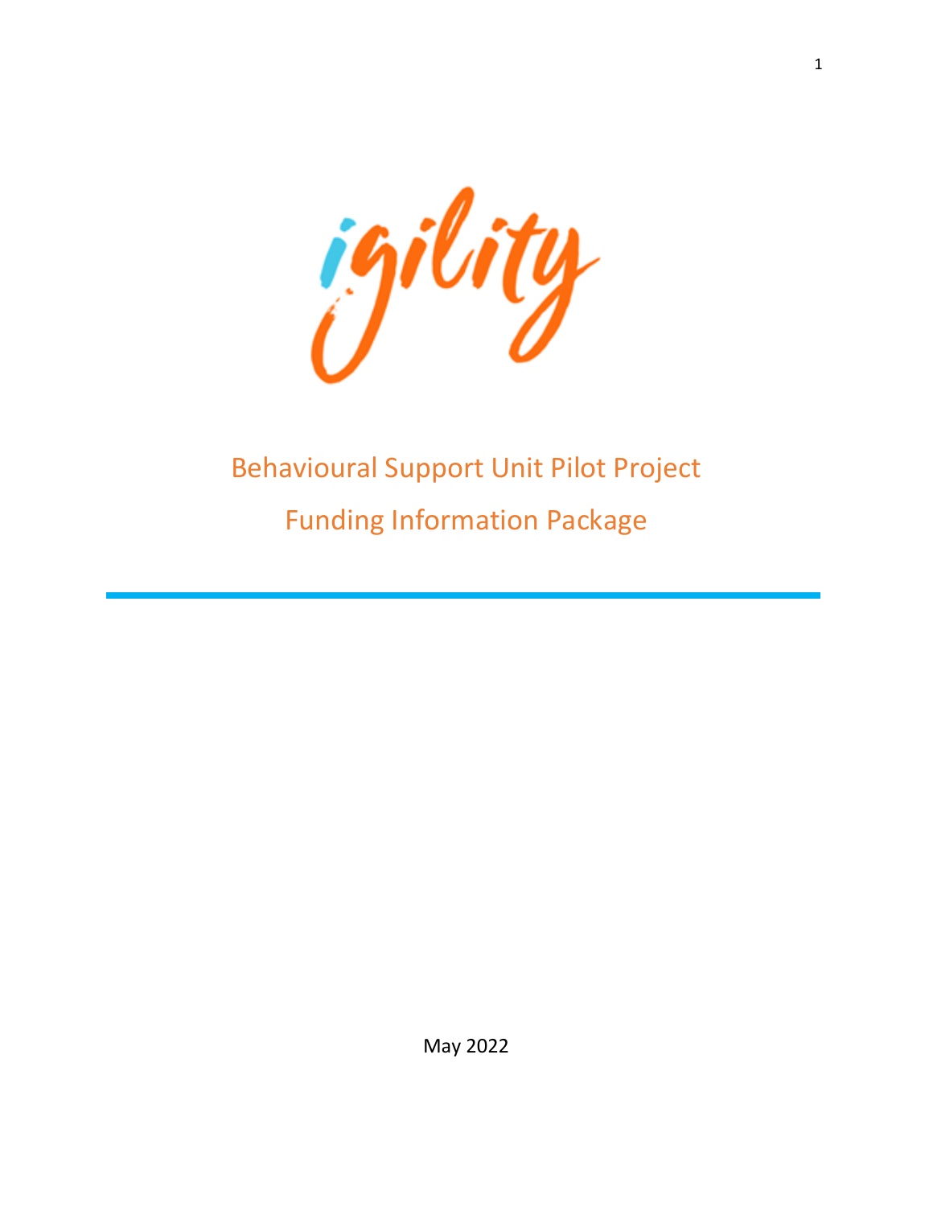igility

# Behavioural Support Unit Pilot Project

## Funding Information Package

May 2022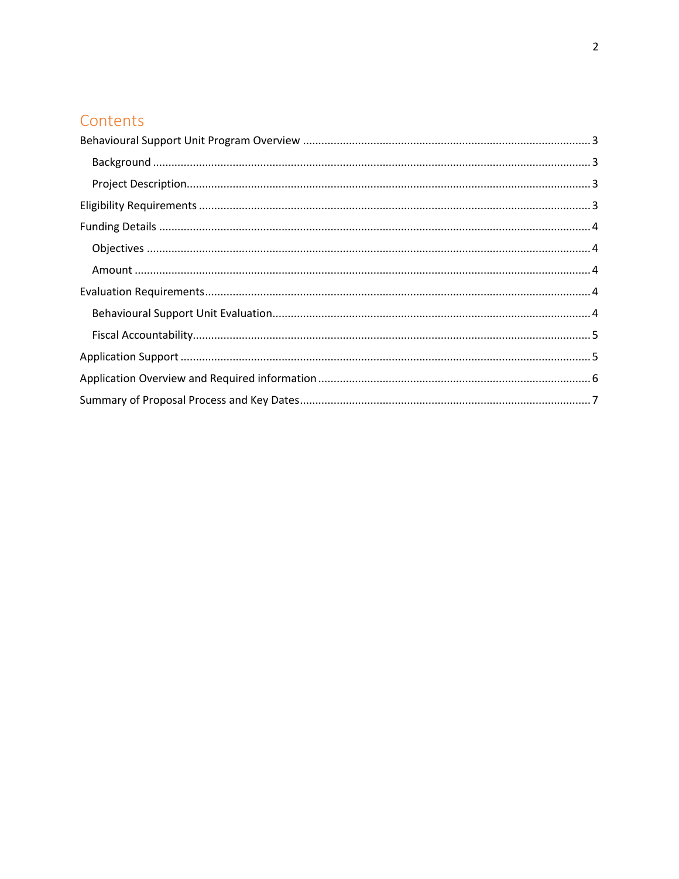## Contents

- Behavioural Support Unit Program Overview ........ 3
  - Background ........ 3
  - Project Description ........ 3
- Eligibility Requirements ........ 3
- Funding Details ........ 4
  - Objectives ........ 4
  - Amount ........ 4
- Evaluation Requirements ........ 4
  - Behavioural Support Unit Evaluation ........ 4
  - Fiscal Accountability ........ 5
- Application Support ........ 5
- Application Overview and Required information ........ 6
- Summary of Proposal Process and Key Dates ........ 7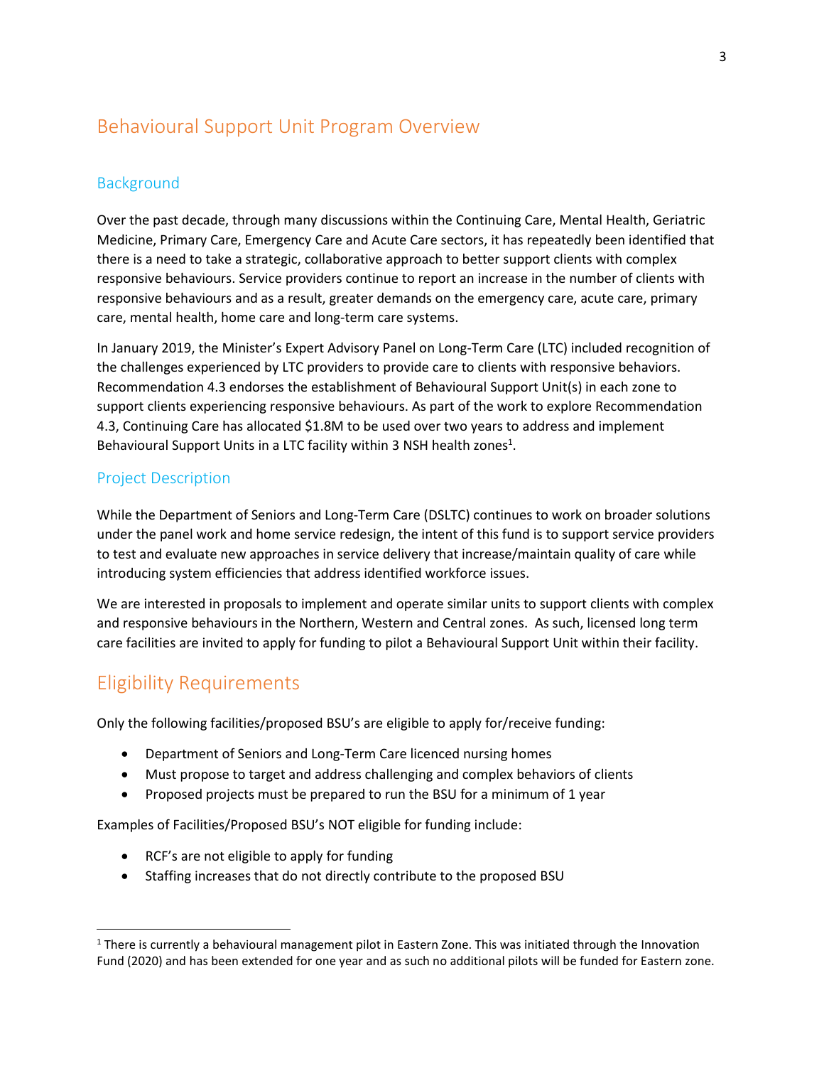# Behavioural Support Unit Program Overview

## Background

Over the past decade, through many discussions within the Continuing Care, Mental Health, Geriatric Medicine, Primary Care, Emergency Care and Acute Care sectors, it has repeatedly been identified that there is a need to take a strategic, collaborative approach to better support clients with complex responsive behaviours. Service providers continue to report an increase in the number of clients with responsive behaviours and as a result, greater demands on the emergency care, acute care, primary care, mental health, home care and long-term care systems.

In January 2019, the Minister's Expert Advisory Panel on Long-Term Care (LTC) included recognition of the challenges experienced by LTC providers to provide care to clients with responsive behaviors. Recommendation 4.3 endorses the establishment of Behavioural Support Unit(s) in each zone to support clients experiencing responsive behaviours. As part of the work to explore Recommendation 4.3, Continuing Care has allocated $1.8M to be used over two years to address and implement Behavioural Support Units in a LTC facility within 3 NSH health zones[1].

## Project Description

While the Department of Seniors and Long-Term Care (DSLTC) continues to work on broader solutions under the panel work and home service redesign, the intent of this fund is to support service providers to test and evaluate new approaches in service delivery that increase/maintain quality of care while introducing system efficiencies that address identified workforce issues.

We are interested in proposals to implement and operate similar units to support clients with complex and responsive behaviours in the Northern, Western and Central zones. As such, licensed long term care facilities are invited to apply for funding to pilot a Behavioural Support Unit within their facility.

# Eligibility Requirements

Only the following facilities/proposed BSU's are eligible to apply for/receive funding:

- Department of Seniors and Long-Term Care licenced nursing homes
- Must propose to target and address challenging and complex behaviors of clients
- Proposed projects must be prepared to run the BSU for a minimum of 1 year

Examples of Facilities/Proposed BSU's NOT eligible for funding include:

- RCF's are not eligible to apply for funding
- Staffing increases that do not directly contribute to the proposed BSU

[1] There is currently a behavioural management pilot in Eastern Zone. This was initiated through the Innovation Fund (2020) and has been extended for one year and as such no additional pilots will be funded for Eastern zone.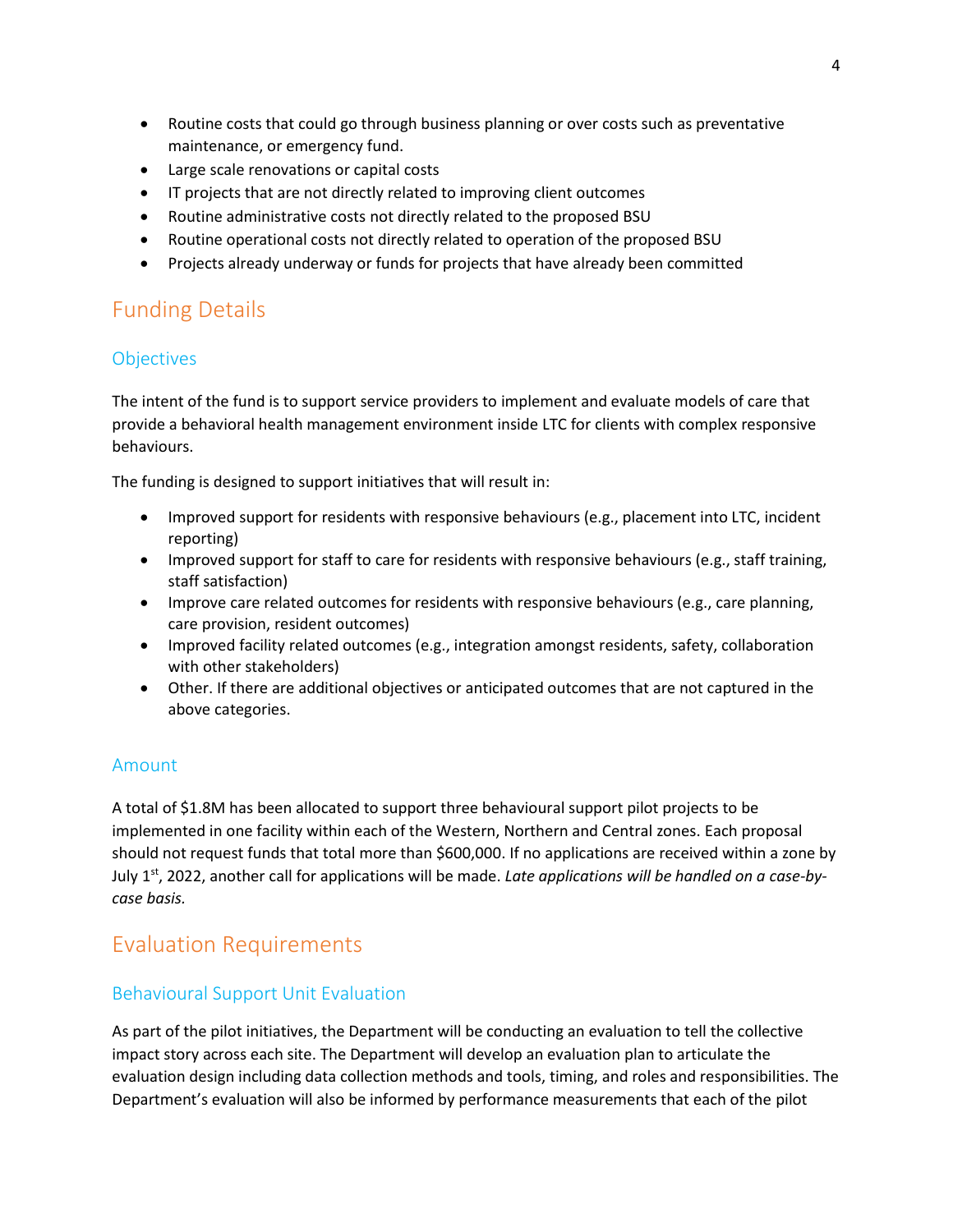- Routine costs that could go through business planning or over costs such as preventative maintenance, or emergency fund.
- Large scale renovations or capital costs
- IT projects that are not directly related to improving client outcomes
- Routine administrative costs not directly related to the proposed BSU
- Routine operational costs not directly related to operation of the proposed BSU
- Projects already underway or funds for projects that have already been committed

# Funding Details

## Objectives

The intent of the fund is to support service providers to implement and evaluate models of care that provide a behavioral health management environment inside LTC for clients with complex responsive behaviours.

The funding is designed to support initiatives that will result in:

- Improved support for residents with responsive behaviours (e.g., placement into LTC, incident reporting)
- Improved support for staff to care for residents with responsive behaviours (e.g., staff training, staff satisfaction)
- Improve care related outcomes for residents with responsive behaviours (e.g., care planning, care provision, resident outcomes)
- Improved facility related outcomes (e.g., integration amongst residents, safety, collaboration with other stakeholders)
- Other. If there are additional objectives or anticipated outcomes that are not captured in the above categories.

## Amount

A total of $1.8M has been allocated to support three behavioural support pilot projects to be implemented in one facility within each of the Western, Northern and Central zones. Each proposal should not request funds that total more than $600,000. If no applications are received within a zone by July 1st, 2022, another call for applications will be made. *Late applications will be handled on a case-by-case basis.*

# Evaluation Requirements

## Behavioural Support Unit Evaluation

As part of the pilot initiatives, the Department will be conducting an evaluation to tell the collective impact story across each site. The Department will develop an evaluation plan to articulate the evaluation design including data collection methods and tools, timing, and roles and responsibilities. The Department's evaluation will also be informed by performance measurements that each of the pilot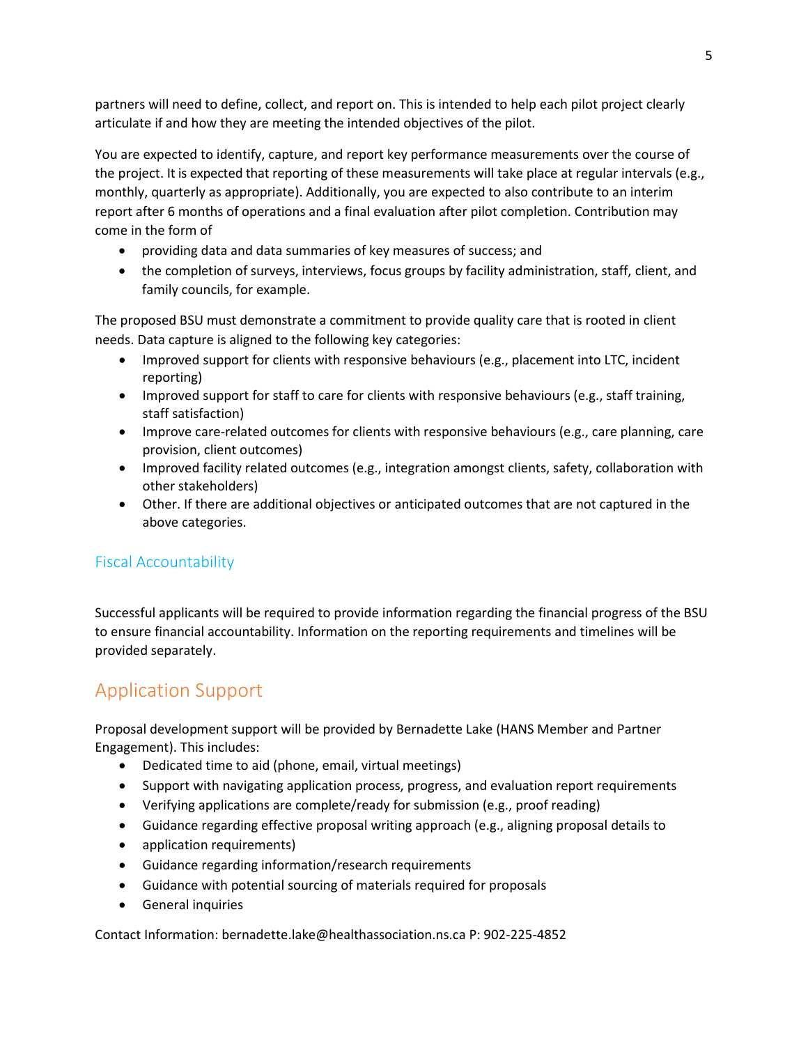partners will need to define, collect, and report on. This is intended to help each pilot project clearly articulate if and how they are meeting the intended objectives of the pilot.

You are expected to identify, capture, and report key performance measurements over the course of the project. It is expected that reporting of these measurements will take place at regular intervals (e.g., monthly, quarterly as appropriate). Additionally, you are expected to also contribute to an interim report after 6 months of operations and a final evaluation after pilot completion. Contribution may come in the form of

- providing data and data summaries of key measures of success; and
- the completion of surveys, interviews, focus groups by facility administration, staff, client, and family councils, for example.

The proposed BSU must demonstrate a commitment to provide quality care that is rooted in client needs. Data capture is aligned to the following key categories:

- Improved support for clients with responsive behaviours (e.g., placement into LTC, incident reporting)
- Improved support for staff to care for clients with responsive behaviours (e.g., staff training, staff satisfaction)
- Improve care-related outcomes for clients with responsive behaviours (e.g., care planning, care provision, client outcomes)
- Improved facility related outcomes (e.g., integration amongst clients, safety, collaboration with other stakeholders)
- Other. If there are additional objectives or anticipated outcomes that are not captured in the above categories.

### Fiscal Accountability

Successful applicants will be required to provide information regarding the financial progress of the BSU to ensure financial accountability. Information on the reporting requirements and timelines will be provided separately.

## Application Support

Proposal development support will be provided by Bernadette Lake (HANS Member and Partner Engagement). This includes:

- Dedicated time to aid (phone, email, virtual meetings)
- Support with navigating application process, progress, and evaluation report requirements
- Verifying applications are complete/ready for submission (e.g., proof reading)
- Guidance regarding effective proposal writing approach (e.g., aligning proposal details to
- application requirements)
- Guidance regarding information/research requirements
- Guidance with potential sourcing of materials required for proposals
- General inquiries

Contact Information: bernadette.lake@healthassociation.ns.ca P: 902-225-4852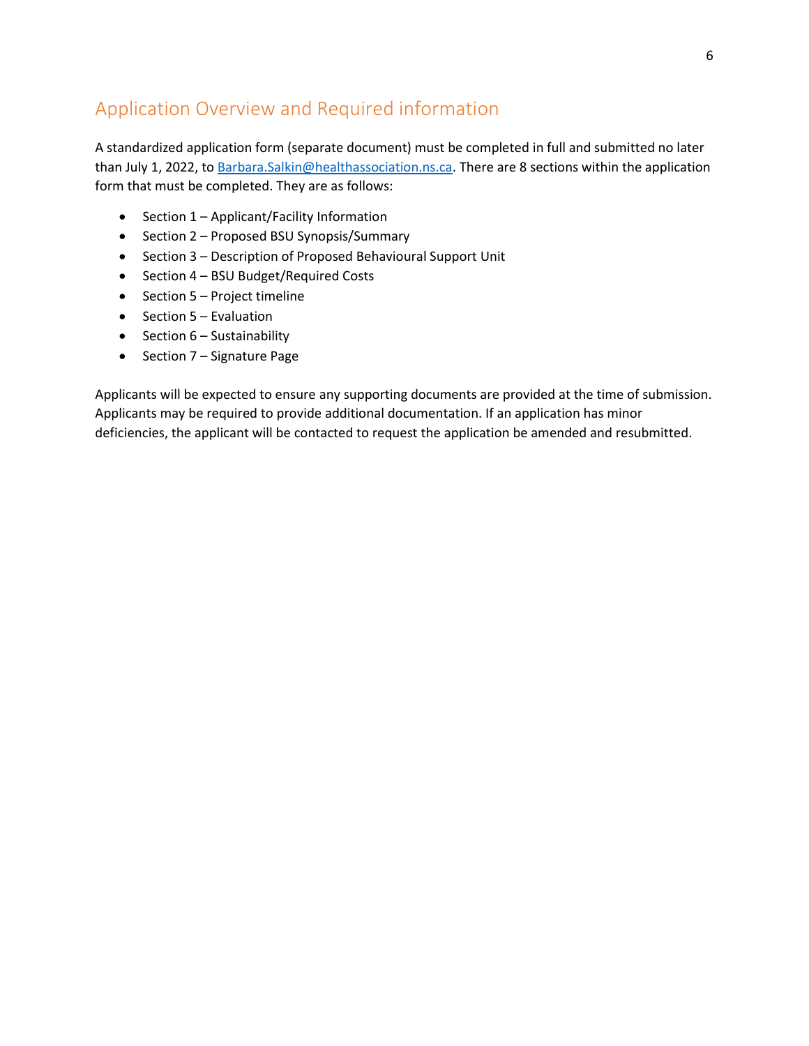## Application Overview and Required information

A standardized application form (separate document) must be completed in full and submitted no later than July 1, 2022, to Barbara.Salkin@healthassociation.ns.ca. There are 8 sections within the application form that must be completed. They are as follows:

- Section 1 – Applicant/Facility Information
- Section 2 – Proposed BSU Synopsis/Summary
- Section 3 – Description of Proposed Behavioural Support Unit
- Section 4 – BSU Budget/Required Costs
- Section 5 – Project timeline
- Section 5 – Evaluation
- Section 6 – Sustainability
- Section 7 – Signature Page

Applicants will be expected to ensure any supporting documents are provided at the time of submission. Applicants may be required to provide additional documentation. If an application has minor deficiencies, the applicant will be contacted to request the application be amended and resubmitted.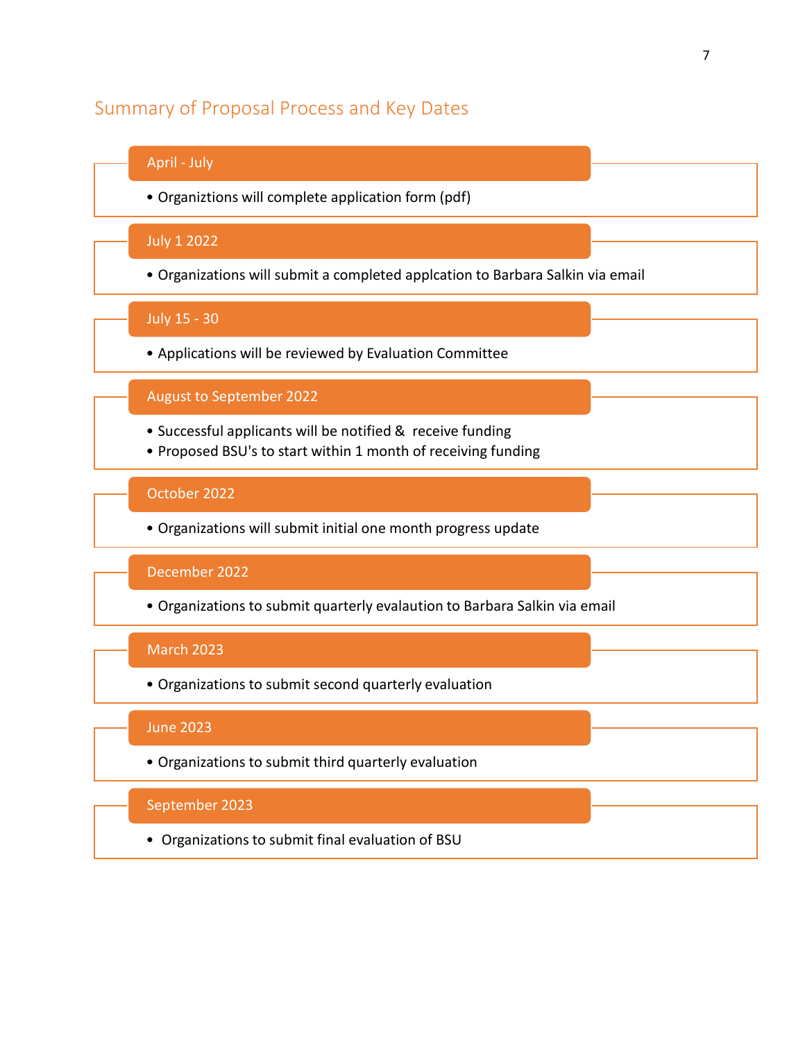## Summary of Proposal Process and Key Dates

**April - July**

- Organiztions will complete application form (pdf)

**July 1 2022**

- Organizations will submit a completed applcation to Barbara Salkin via email

**July 15 - 30**

- Applications will be reviewed by Evaluation Committee

**August to September 2022**

- Successful applicants will be notified & receive funding
- Proposed BSU's to start within 1 month of receiving funding

**October 2022**

- Organizations will submit initial one month progress update

**December 2022**

- Organizations to submit quarterly evalaution to Barbara Salkin via email

**March 2023**

- Organizations to submit second quarterly evaluation

**June 2023**

- Organizations to submit third quarterly evaluation

**September 2023**

- Organizations to submit final evaluation of BSU